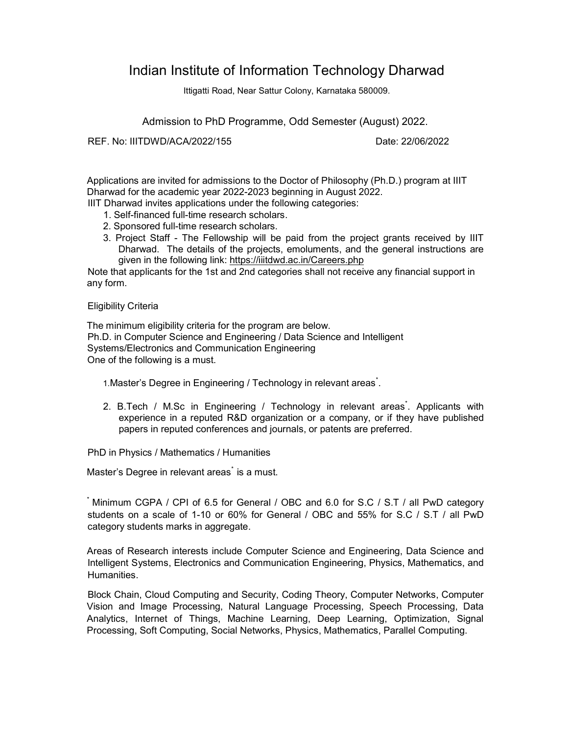# Indian Institute of Information Technology Dharwad

Ittigatti Road, Near Sattur Colony, Karnataka 580009.

## Admission to PhD Programme, Odd Semester (August) 2022.

REF. No: IIITDWD/ACA/2022/155 Date: 22/06/2022

Applications are invited for admissions to the Doctor of Philosophy (Ph.D.) program at IIIT Dharwad for the academic year 2022-2023 beginning in August 2022.

IIIT Dharwad invites applications under the following categories:

1. Self-financed full-time research scholars.
2. Sponsored full-time research scholars.
3. Project Staff - The Fellowship will be paid from the project grants received by IIIT Dharwad. The details of the projects, emoluments, and the general instructions are given in the following link: https://iiitdwd.ac.in/Careers.php

Note that applicants for the 1st and 2nd categories shall not receive any financial support in any form.

Eligibility Criteria

The minimum eligibility criteria for the program are below.

Ph.D. in Computer Science and Engineering / Data Science and Intelligent Systems/Electronics and Communication Engineering

One of the following is a must.

1. Master's Degree in Engineering / Technology in relevant areas*.
2. B.Tech / M.Sc in Engineering / Technology in relevant areas*. Applicants with experience in a reputed R&D organization or a company, or if they have published papers in reputed conferences and journals, or patents are preferred.

PhD in Physics / Mathematics / Humanities

Master's Degree in relevant areas* is a must.

* Minimum CGPA / CPI of 6.5 for General / OBC and 6.0 for S.C / S.T / all PwD category students on a scale of 1-10 or 60% for General / OBC and 55% for S.C / S.T / all PwD category students marks in aggregate.

Areas of Research interests include Computer Science and Engineering, Data Science and Intelligent Systems, Electronics and Communication Engineering, Physics, Mathematics, and Humanities.

Block Chain, Cloud Computing and Security, Coding Theory, Computer Networks, Computer Vision and Image Processing, Natural Language Processing, Speech Processing, Data Analytics, Internet of Things, Machine Learning, Deep Learning, Optimization, Signal Processing, Soft Computing, Social Networks, Physics, Mathematics, Parallel Computing.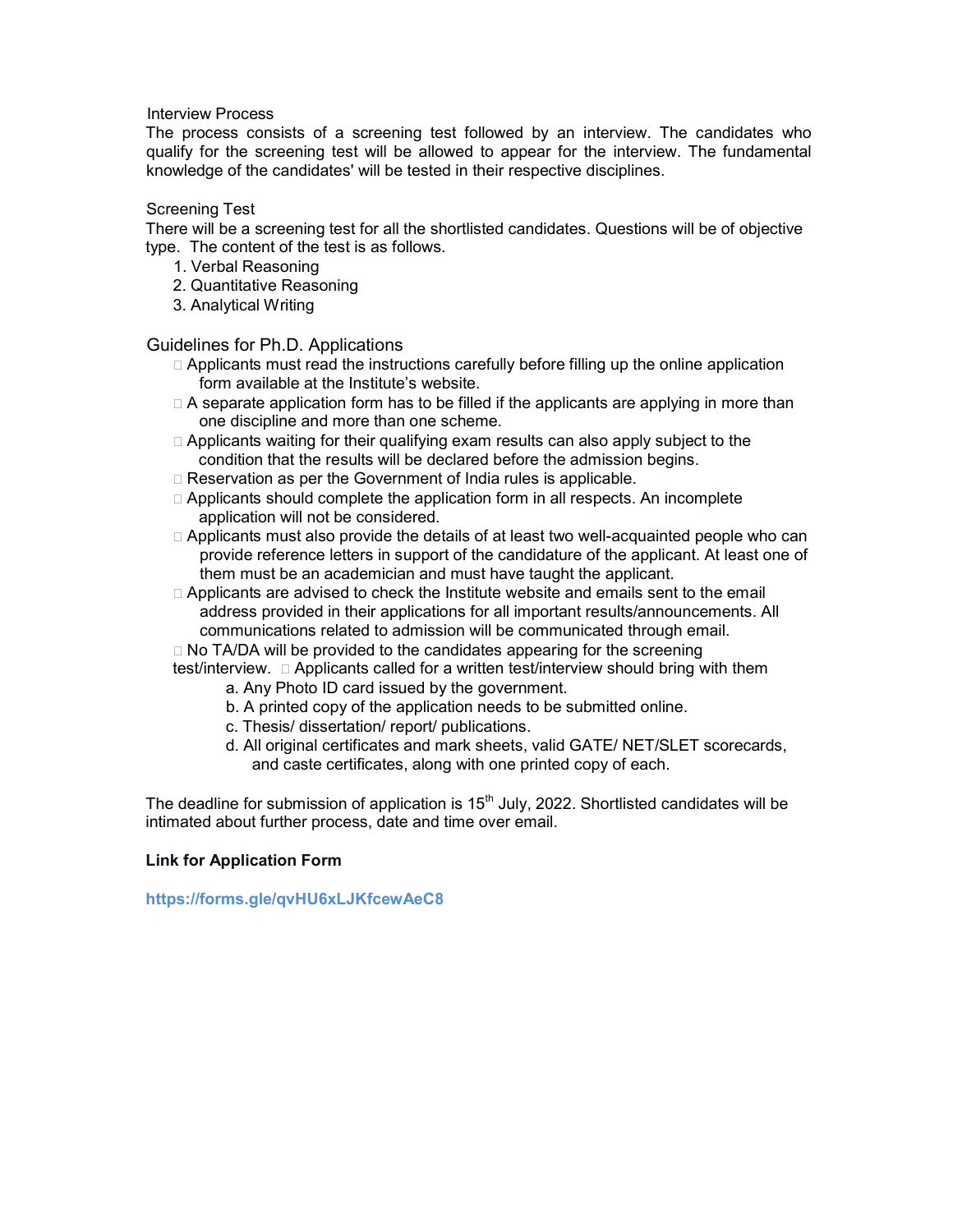## Interview Process

The process consists of a screening test followed by an interview. The candidates who qualify for the screening test will be allowed to appear for the interview. The fundamental knowledge of the candidates' will be tested in their respective disciplines.

## Screening Test

There will be a screening test for all the shortlisted candidates. Questions will be of objective type. The content of the test is as follows.

1. Verbal Reasoning
2. Quantitative Reasoning
3. Analytical Writing

## Guidelines for Ph.D. Applications

- Applicants must read the instructions carefully before filling up the online application form available at the Institute's website.
- A separate application form has to be filled if the applicants are applying in more than one discipline and more than one scheme.
- Applicants waiting for their qualifying exam results can also apply subject to the condition that the results will be declared before the admission begins.
- Reservation as per the Government of India rules is applicable.
- Applicants should complete the application form in all respects. An incomplete application will not be considered.
- Applicants must also provide the details of at least two well-acquainted people who can provide reference letters in support of the candidature of the applicant. At least one of them must be an academician and must have taught the applicant.
- Applicants are advised to check the Institute website and emails sent to the email address provided in their applications for all important results/announcements. All communications related to admission will be communicated through email.
- No TA/DA will be provided to the candidates appearing for the screening test/interview.
- Applicants called for a written test/interview should bring with them
    a. Any Photo ID card issued by the government.
    b. A printed copy of the application needs to be submitted online.
    c. Thesis/ dissertation/ report/ publications.
    d. All original certificates and mark sheets, valid GATE/ NET/SLET scorecards, and caste certificates, along with one printed copy of each.

The deadline for submission of application is 15th July, 2022. Shortlisted candidates will be intimated about further process, date and time over email.

**Link for Application Form**

**https://forms.gle/qvHU6xLJKfcewAeC8**